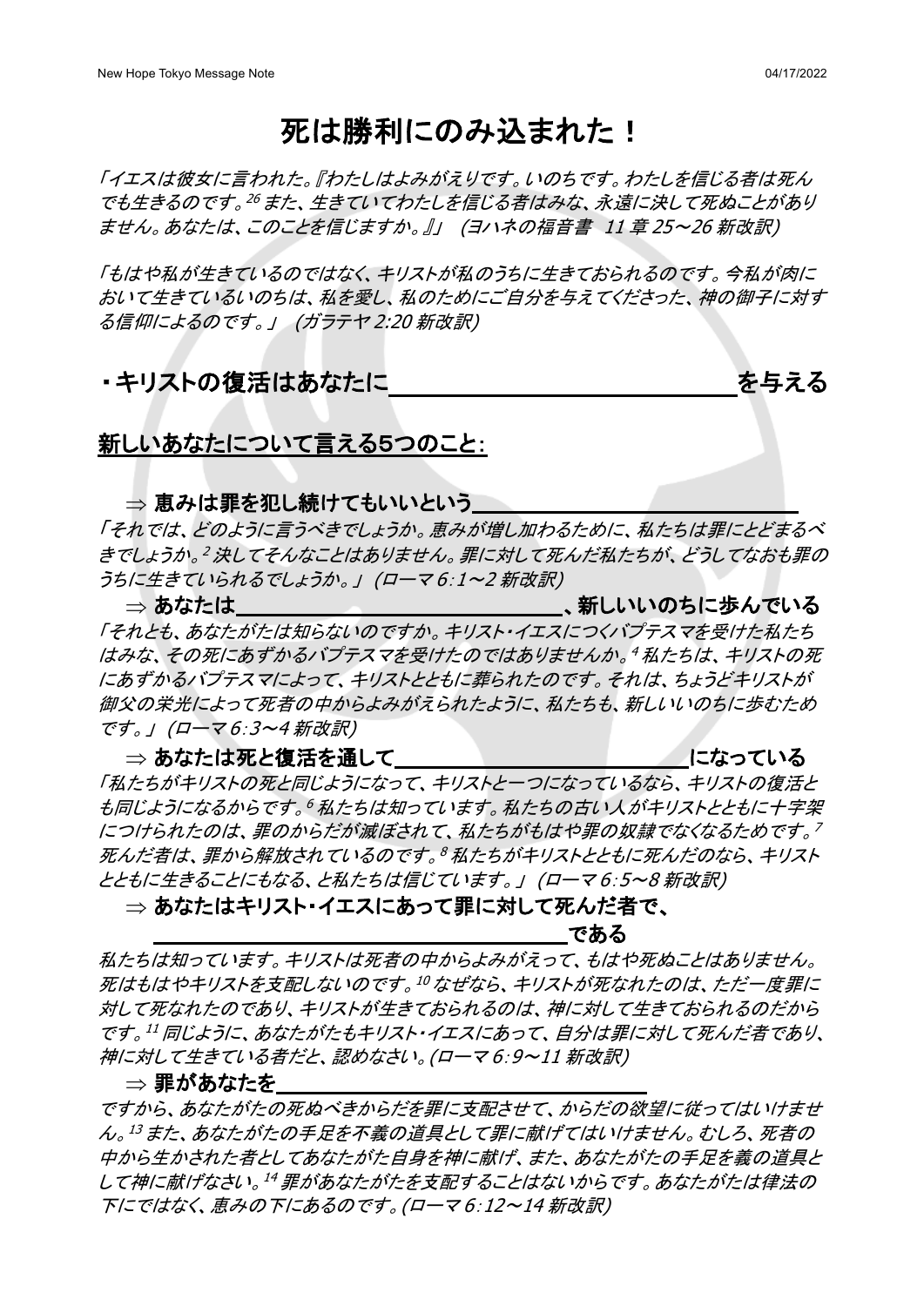# 死は勝利にのみ込まれた！

*「イエスは彼女に言われた。『わたしはよみがえりです。いのちです。わたしを信じる者は死んでも生きるのです。[26] また、生きていてわたしを信じる者はみな、永遠に決して死ぬことがありません。あなたは、このことを信じますか。』」 (ヨハネの福音書　11 章 25～26 新改訳)*

*「もはや私が生きているのではなく、キリストが私のうちに生きておられるのです。今私が肉において生きているいのちは、私を愛し、私のためにご自分を与えてくださった、神の御子に対する信仰によるのです。」 (ガラテヤ 2:20 新改訳)*

## ・キリストの復活はあなたに＿＿＿＿＿＿＿＿＿＿＿＿＿＿を与える

## 新しいあなたについて言える5つのこと：

### ⇒ 恵みは罪を犯し続けてもいいという＿＿＿＿＿＿＿＿＿＿＿＿＿＿

*「それでは、どのように言うべきでしょうか。恵みが増し加わるために、私たちは罪にとどまるべきでしょうか。[2] 決してそんなことはありません。罪に対して死んだ私たちが、どうしてなおも罪のうちに生きていられるでしょうか。」 (ローマ 6：1～2 新改訳)*

### ⇒ あなたは＿＿＿＿＿＿＿＿＿＿＿＿＿＿、新しいいのちに歩んでいる

*「それとも、あなたがたは知らないのですか。キリスト・イエスにつくバプテスマを受けた私たちはみな、その死にあずかるバプテスマを受けたのではありませんか。[4] 私たちは、キリストの死にあずかるバプテスマによって、キリストとともに葬られたのです。それは、ちょうどキリストが御父の栄光によって死者の中からよみがえられたように、私たちも、新しいいのちに歩むためです。」 (ローマ 6：3～4 新改訳)*

### ⇒ あなたは死と復活を通して＿＿＿＿＿＿＿＿＿＿＿＿＿＿になっている

*「私たちがキリストの死と同じようになって、キリストと一つになっているなら、キリストの復活とも同じようになるからです。[6] 私たちは知っています。私たちの古い人がキリストとともに十字架につけられたのは、罪のからだが滅ぼされて、私たちがもはや罪の奴隷でなくなるためです。[7] 死んだ者は、罪から解放されているのです。[8] 私たちがキリストとともに死んだのなら、キリストとともに生きることにもなる、と私たちは信じています。」 (ローマ 6：5～8 新改訳)*

### ⇒ あなたはキリスト・イエスにあって罪に対して死んだ者で、＿＿＿＿＿＿＿＿＿＿＿＿＿＿である

*私たちは知っています。キリストは死者の中からよみがえって、もはや死ぬことはありません。死はもはやキリストを支配しないのです。[10] なぜなら、キリストが死なれたのは、ただ一度罪に対して死なれたのであり、キリストが生きておられるのは、神に対して生きておられるのだからです。[11] 同じように、あなたがたもキリスト・イエスにあって、自分は罪に対して死んだ者であり、神に対して生きている者だと、認めなさい。 (ローマ 6：9～11 新改訳)*

### ⇒ 罪があなたを＿＿＿＿＿＿＿＿＿＿＿＿＿＿

*ですから、あなたがたの死ぬべきからだを罪に支配させて、からだの欲望に従ってはいけません。[13] また、あなたがたの手足を不義の道具として罪に献げてはいけません。むしろ、死者の中から生かされた者としてあなたがた自身を神に献げ、また、あなたがたの手足を義の道具として神に献げなさい。[14] 罪があなたがたを支配することはないからです。あなたがたは律法の下にではなく、恵みの下にあるのです。 (ローマ 6：12～14 新改訳)*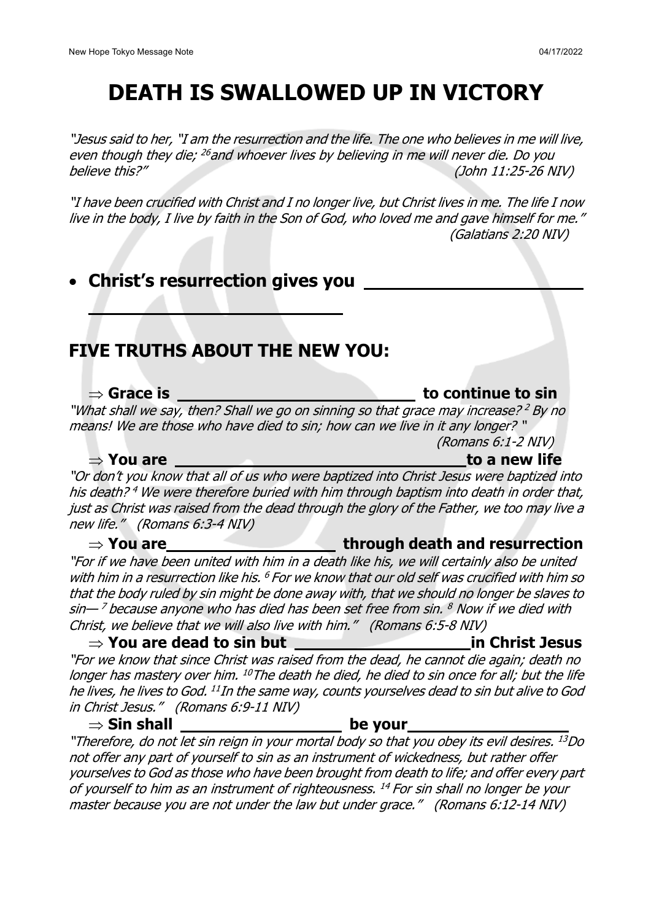# DEATH IS SWALLOWED UP IN VICTORY

*"Jesus said to her, "I am the resurrection and the life. The one who believes in me will live, even though they die; [26] and whoever lives by believing in me will never die. Do you believe this?"* *(John 11:25-26 NIV)*

*"I have been crucified with Christ and I no longer live, but Christ lives in me. The life I now live in the body, I live by faith in the Son of God, who loved me and gave himself for me."* *(Galatians 2:20 NIV)*

- **Christ's resurrection gives you ______________________ ______________________**

## FIVE TRUTHS ABOUT THE NEW YOU:

⇒ **Grace is ______________________ to continue to sin**

*"What shall we say, then? Shall we go on sinning so that grace may increase? [2] By no means! We are those who have died to sin; how can we live in it any longer? "* *(Romans 6:1-2 NIV)*

⇒ **You are ______________________ to a new life**

*"Or don't you know that all of us who were baptized into Christ Jesus were baptized into his death? [4] We were therefore buried with him through baptism into death in order that, just as Christ was raised from the dead through the glory of the Father, we too may live a new life."* *(Romans 6:3-4 NIV)*

⇒ **You are ______________________ through death and resurrection**

*"For if we have been united with him in a death like his, we will certainly also be united with him in a resurrection like his. [6] For we know that our old self was crucified with him so that the body ruled by sin might be done away with, that we should no longer be slaves to sin— [7] because anyone who has died has been set free from sin. [8] Now if we died with Christ, we believe that we will also live with him."* *(Romans 6:5-8 NIV)*

⇒ **You are dead to sin but ______________________ in Christ Jesus**

*"For we know that since Christ was raised from the dead, he cannot die again; death no longer has mastery over him. [10] The death he died, he died to sin once for all; but the life he lives, he lives to God. [11] In the same way, counts yourselves dead to sin but alive to God in Christ Jesus."* *(Romans 6:9-11 NIV)*

⇒ **Sin shall ______________________ be your ______________________**

*"Therefore, do not let sin reign in your mortal body so that you obey its evil desires. [13] Do not offer any part of yourself to sin as an instrument of wickedness, but rather offer yourselves to God as those who have been brought from death to life; and offer every part of yourself to him as an instrument of righteousness. [14] For sin shall no longer be your master because you are not under the law but under grace."* *(Romans 6:12-14 NIV)*